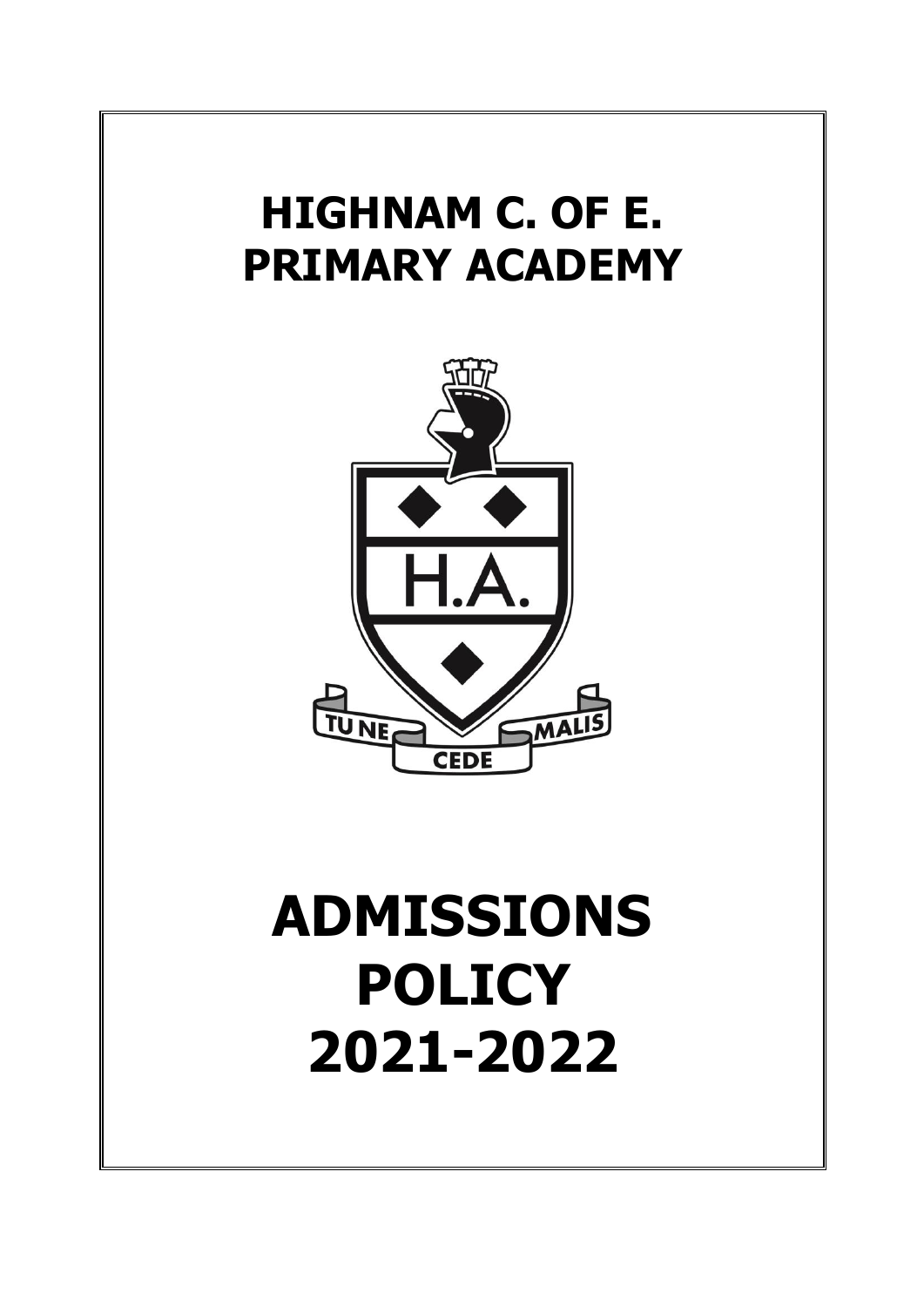# HIGHNAM C. OF E. PRIMARY ACADEMY

# ADMISSIONS POLICY 2021-2022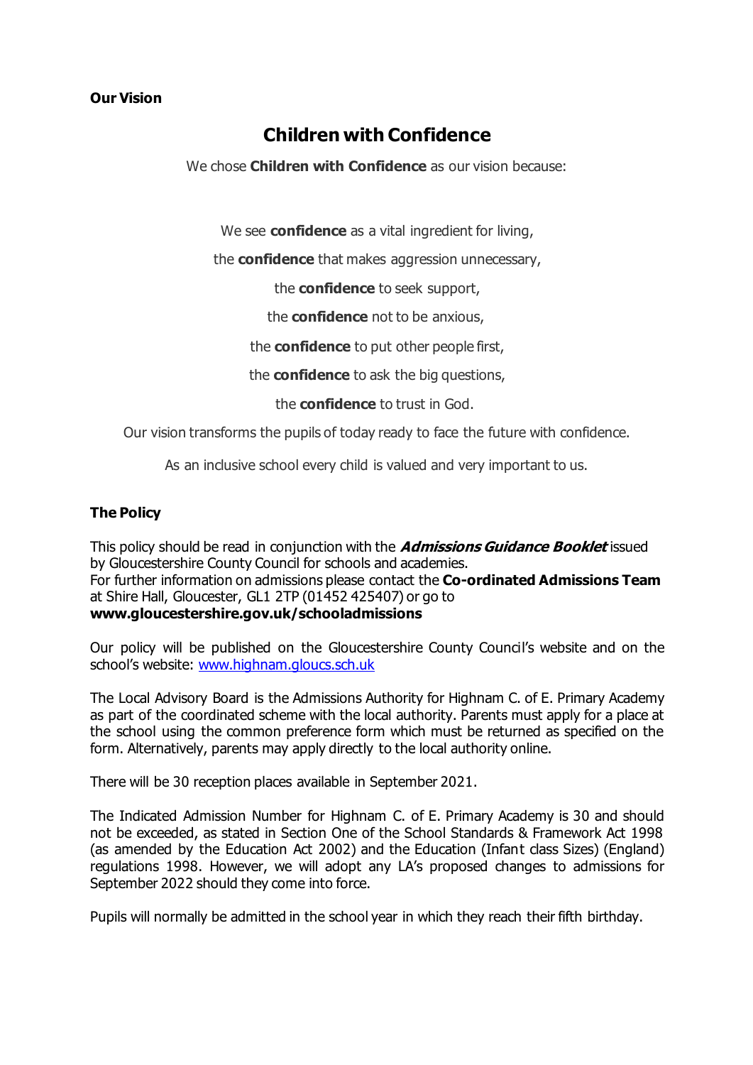**Our Vision**

## Children with Confidence

We chose **Children with Confidence** as our vision because:

We see **confidence** as a vital ingredient for living,

the **confidence** that makes aggression unnecessary,

the **confidence** to seek support,

the **confidence** not to be anxious,

the **confidence** to put other people first,

the **confidence** to ask the big questions,

the **confidence** to trust in God.

Our vision transforms the pupils of today ready to face the future with confidence.

As an inclusive school every child is valued and very important to us.

**The Policy**

This policy should be read in conjunction with the ***Admissions Guidance Booklet*** issued by Gloucestershire County Council for schools and academies.
For further information on admissions please contact the **Co-ordinated Admissions Team** at Shire Hall, Gloucester, GL1 2TP (01452 425407) or go to
**www.gloucestershire.gov.uk/schooladmissions**

Our policy will be published on the Gloucestershire County Council's website and on the school's website: [www.highnam.gloucs.sch.uk](www.highnam.gloucs.sch.uk)

The Local Advisory Board is the Admissions Authority for Highnam C. of E. Primary Academy as part of the coordinated scheme with the local authority. Parents must apply for a place at the school using the common preference form which must be returned as specified on the form. Alternatively, parents may apply directly to the local authority online.

There will be 30 reception places available in September 2021.

The Indicated Admission Number for Highnam C. of E. Primary Academy is 30 and should not be exceeded, as stated in Section One of the School Standards & Framework Act 1998 (as amended by the Education Act 2002) and the Education (Infant class Sizes) (England) regulations 1998. However, we will adopt any LA's proposed changes to admissions for September 2022 should they come into force.

Pupils will normally be admitted in the school year in which they reach their fifth birthday.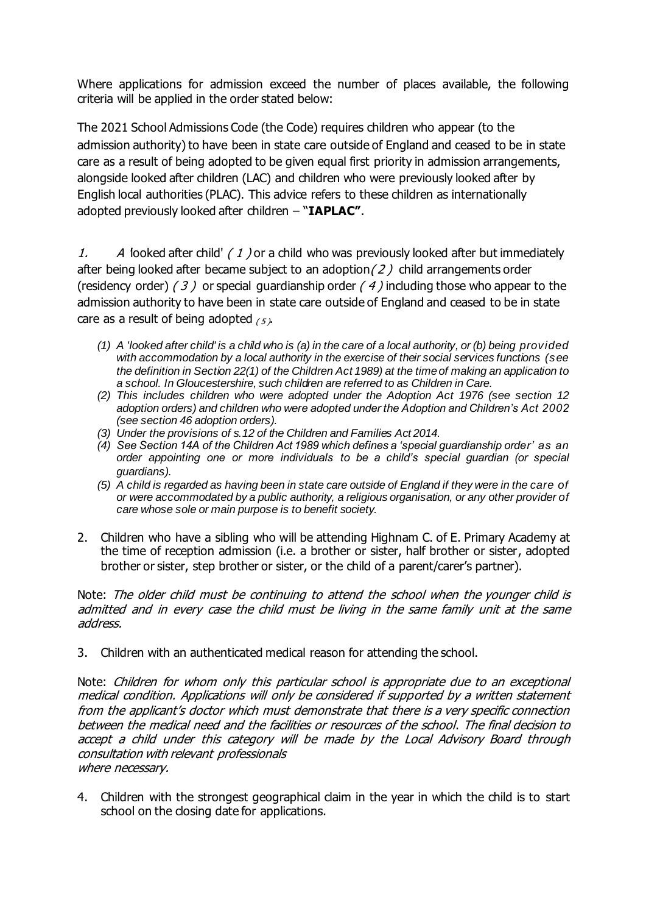Where applications for admission exceed the number of places available, the following criteria will be applied in the order stated below:

The 2021 School Admissions Code (the Code) requires children who appear (to the admission authority) to have been in state care outside of England and ceased to be in state care as a result of being adopted to be given equal first priority in admission arrangements, alongside looked after children (LAC) and children who were previously looked after by English local authorities (PLAC). This advice refers to these children as internationally adopted previously looked after children – "**IAPLAC"**.

1. *A* 'looked after child' *(1)* or a child who was previously looked after but immediately after being looked after became subject to an adoption *(2)* child arrangements order (residency order) *(3)* or special guardianship order *(4)* including those who appear to the admission authority to have been in state care outside of England and ceased to be in state care as a result of being adopted *(5)*.

   *(1) A 'looked after child' is a child who is (a) in the care of a local authority, or (b) being provided with accommodation by a local authority in the exercise of their social services functions (see the definition in Section 22(1) of the Children Act 1989) at the time of making an application to a school. In Gloucestershire, such children are referred to as Children in Care.*

   *(2) This includes children who were adopted under the Adoption Act 1976 (see section 12 adoption orders) and children who were adopted under the Adoption and Children's Act 2002 (see section 46 adoption orders).*

   *(3) Under the provisions of s.12 of the Children and Families Act 2014.*

   *(4) See Section 14A of the Children Act 1989 which defines a 'special guardianship order' as an order appointing one or more individuals to be a child's special guardian (or special guardians).*

   *(5) A child is regarded as having been in state care outside of England if they were in the care of or were accommodated by a public authority, a religious organisation, or any other provider of care whose sole or main purpose is to benefit society.*

2. Children who have a sibling who will be attending Highnam C. of E. Primary Academy at the time of reception admission (i.e. a brother or sister, half brother or sister, adopted brother or sister, step brother or sister, or the child of a parent/carer's partner).

Note: *The older child must be continuing to attend the school when the younger child is admitted and in every case the child must be living in the same family unit at the same address.*

3. Children with an authenticated medical reason for attending the school.

Note: *Children for whom only this particular school is appropriate due to an exceptional medical condition. Applications will only be considered if supported by a written statement from the applicant's doctor which must demonstrate that there is a very specific connection between the medical need and the facilities or resources of the school. The final decision to accept a child under this category will be made by the Local Advisory Board through consultation with relevant professionals where necessary.*

4. Children with the strongest geographical claim in the year in which the child is to start school on the closing date for applications.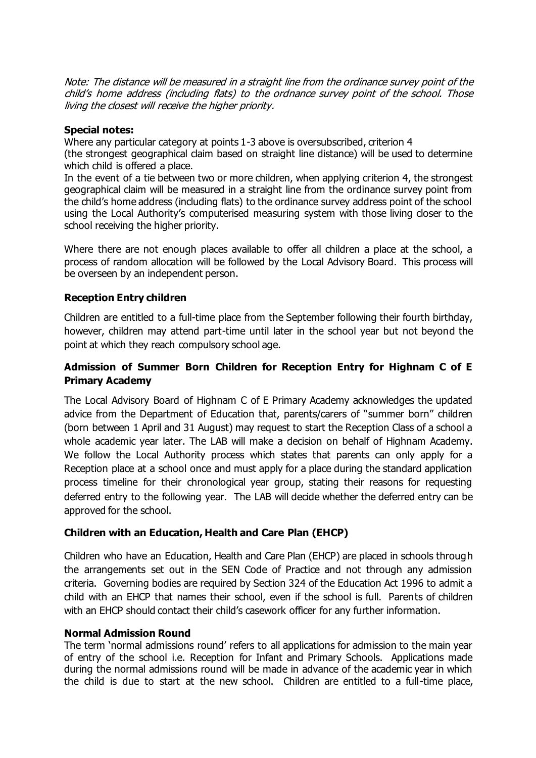*Note: The distance will be measured in a straight line from the ordinance survey point of the child's home address (including flats) to the ordnance survey point of the school. Those living the closest will receive the higher priority.*

**Special notes:**

Where any particular category at points 1-3 above is oversubscribed, criterion 4 (the strongest geographical claim based on straight line distance) will be used to determine which child is offered a place.

In the event of a tie between two or more children, when applying criterion 4, the strongest geographical claim will be measured in a straight line from the ordinance survey point from the child's home address (including flats) to the ordinance survey address point of the school using the Local Authority's computerised measuring system with those living closer to the school receiving the higher priority.

Where there are not enough places available to offer all children a place at the school, a process of random allocation will be followed by the Local Advisory Board. This process will be overseen by an independent person.

**Reception Entry children**

Children are entitled to a full-time place from the September following their fourth birthday, however, children may attend part-time until later in the school year but not beyond the point at which they reach compulsory school age.

**Admission of Summer Born Children for Reception Entry for Highnam C of E Primary Academy**

The Local Advisory Board of Highnam C of E Primary Academy acknowledges the updated advice from the Department of Education that, parents/carers of "summer born" children (born between 1 April and 31 August) may request to start the Reception Class of a school a whole academic year later. The LAB will make a decision on behalf of Highnam Academy. We follow the Local Authority process which states that parents can only apply for a Reception place at a school once and must apply for a place during the standard application process timeline for their chronological year group, stating their reasons for requesting deferred entry to the following year. The LAB will decide whether the deferred entry can be approved for the school.

**Children with an Education, Health and Care Plan (EHCP)**

Children who have an Education, Health and Care Plan (EHCP) are placed in schools through the arrangements set out in the SEN Code of Practice and not through any admission criteria. Governing bodies are required by Section 324 of the Education Act 1996 to admit a child with an EHCP that names their school, even if the school is full. Parents of children with an EHCP should contact their child's casework officer for any further information.

**Normal Admission Round**

The term 'normal admissions round' refers to all applications for admission to the main year of entry of the school i.e. Reception for Infant and Primary Schools. Applications made during the normal admissions round will be made in advance of the academic year in which the child is due to start at the new school. Children are entitled to a full-time place,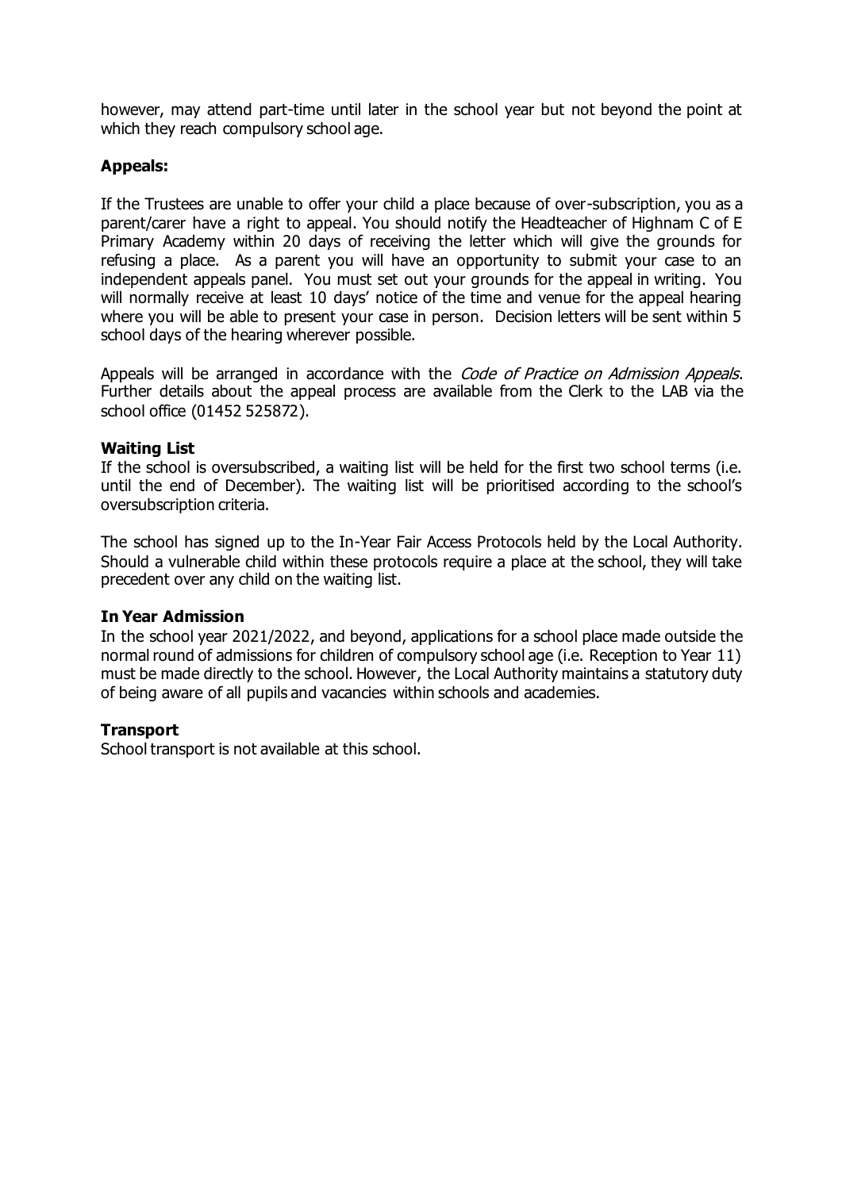however, may attend part-time until later in the school year but not beyond the point at which they reach compulsory school age.

## Appeals:

If the Trustees are unable to offer your child a place because of over-subscription, you as a parent/carer have a right to appeal. You should notify the Headteacher of Highnam C of E Primary Academy within 20 days of receiving the letter which will give the grounds for refusing a place. As a parent you will have an opportunity to submit your case to an independent appeals panel. You must set out your grounds for the appeal in writing. You will normally receive at least 10 days' notice of the time and venue for the appeal hearing where you will be able to present your case in person. Decision letters will be sent within 5 school days of the hearing wherever possible.

Appeals will be arranged in accordance with the *Code of Practice on Admission Appeals*. Further details about the appeal process are available from the Clerk to the LAB via the school office (01452 525872).

## Waiting List

If the school is oversubscribed, a waiting list will be held for the first two school terms (i.e. until the end of December). The waiting list will be prioritised according to the school's oversubscription criteria.

The school has signed up to the In-Year Fair Access Protocols held by the Local Authority. Should a vulnerable child within these protocols require a place at the school, they will take precedent over any child on the waiting list.

## In Year Admission

In the school year 2021/2022, and beyond, applications for a school place made outside the normal round of admissions for children of compulsory school age (i.e. Reception to Year 11) must be made directly to the school. However, the Local Authority maintains a statutory duty of being aware of all pupils and vacancies within schools and academies.

## Transport

School transport is not available at this school.